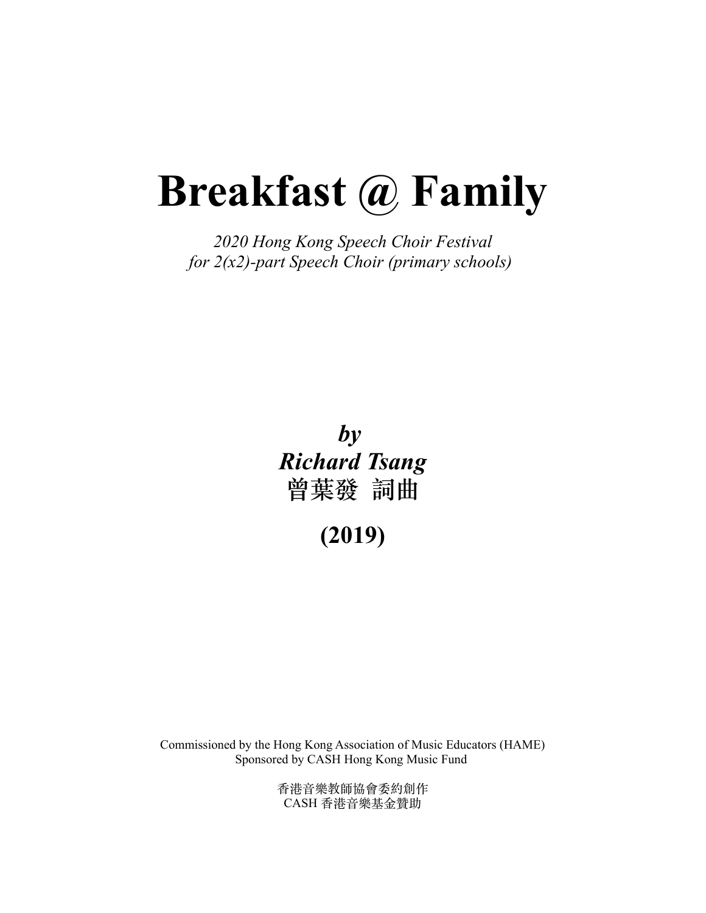# Breakfast @ Family

*2020 Hong Kong Speech Choir Festival*
*for 2(x2)-part Speech Choir (primary schools)*

***by***
***Richard Tsang***
**曾葉發 詞曲**

**(2019)**

Commissioned by the Hong Kong Association of Music Educators (HAME)
Sponsored by CASH Hong Kong Music Fund

香港音樂教師協會委約創作
CASH 香港音樂基金贊助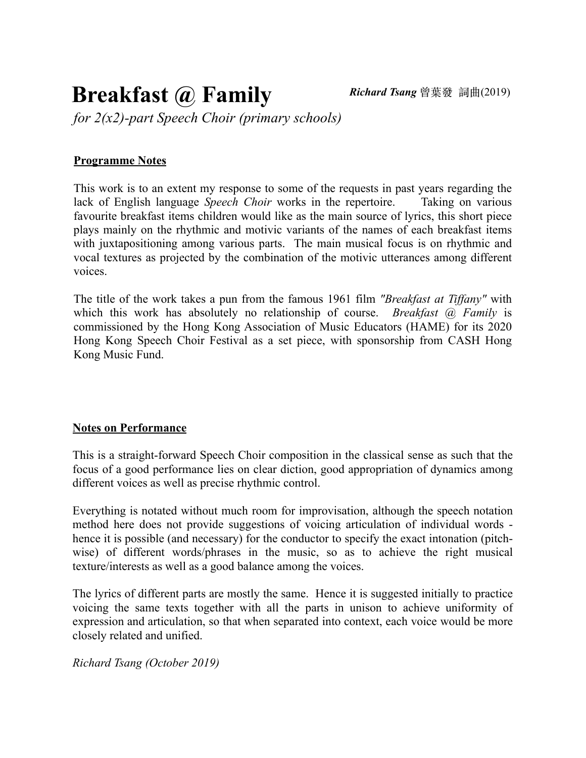# Breakfast @ Family

***Richard Tsang*** 曾葉發 詞曲(2019)

*for 2(x2)-part Speech Choir (primary schools)*

## Programme Notes

This work is to an extent my response to some of the requests in past years regarding the lack of English language *Speech Choir* works in the repertoire. Taking on various favourite breakfast items children would like as the main source of lyrics, this short piece plays mainly on the rhythmic and motivic variants of the names of each breakfast items with juxtapositioning among various parts. The main musical focus is on rhythmic and vocal textures as projected by the combination of the motivic utterances among different voices.

The title of the work takes a pun from the famous 1961 film *"Breakfast at Tiffany"* with which this work has absolutely no relationship of course. *Breakfast @ Family* is commissioned by the Hong Kong Association of Music Educators (HAME) for its 2020 Hong Kong Speech Choir Festival as a set piece, with sponsorship from CASH Hong Kong Music Fund.

## Notes on Performance

This is a straight-forward Speech Choir composition in the classical sense as such that the focus of a good performance lies on clear diction, good appropriation of dynamics among different voices as well as precise rhythmic control.

Everything is notated without much room for improvisation, although the speech notation method here does not provide suggestions of voicing articulation of individual words - hence it is possible (and necessary) for the conductor to specify the exact intonation (pitch-wise) of different words/phrases in the music, so as to achieve the right musical texture/interests as well as a good balance among the voices.

The lyrics of different parts are mostly the same. Hence it is suggested initially to practice voicing the same texts together with all the parts in unison to achieve uniformity of expression and articulation, so that when separated into context, each voice would be more closely related and unified.

*Richard Tsang (October 2019)*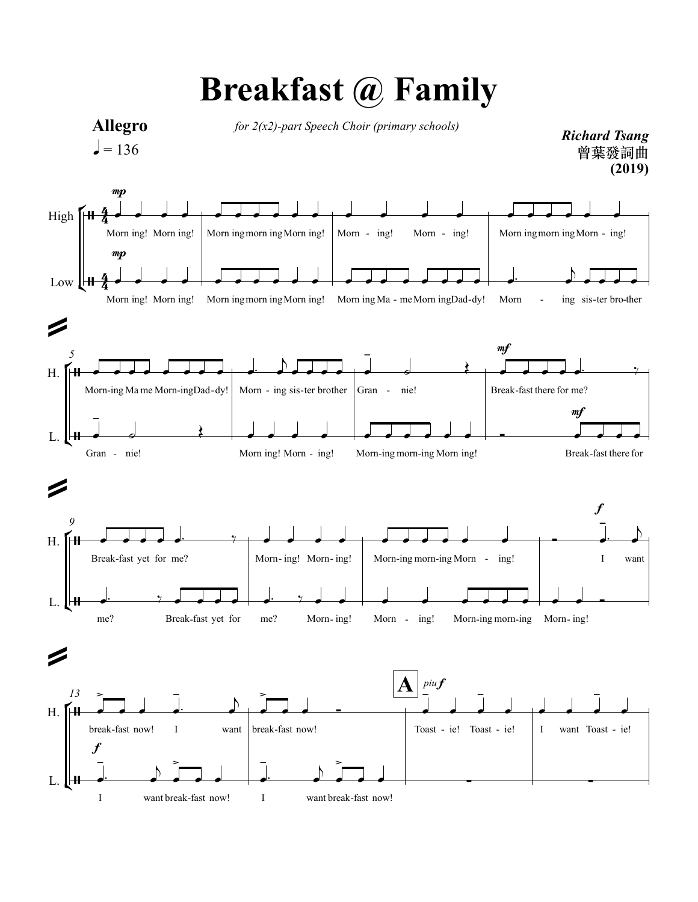# Breakfast @ Family

**Allegro**

♩ = 136

*for 2(x2)-part Speech Choir (primary schools)*

***Richard Tsang***
曾葉發詞曲
**(2019)**

High: Morn ing! Morn ing! | Morn ing morn ing Morn ing! | Morn - ing! Morn - ing! | Morn ing morn ing Morn - ing!

Low: Morn ing! Morn ing! | Morn ing morn ing Morn ing! | Morn ing Ma - me Morn ing Dad - dy! | Morn - ing sis - ter bro - ther

H.: Morn - ing Ma me Morn - ing Dad - dy! | Morn - ing sis - ter brother | Gran - nie! | Break - fast there for me?

L.: Gran - nie! | Morn ing! Morn - ing! | Morn - ing morn - ing Morn ing! | Break - fast there for

H.: Break - fast yet for me? | Morn - ing! Morn - ing! | Morn - ing morn - ing Morn - ing! | I want

L.: me? Break - fast yet for | me? Morn - ing! | Morn - ing! Morn - ing morn - ing | Morn - ing!

H.: break - fast now! I want | break - fast now! | **A** Toast - ie! Toast - ie! | I want Toast - ie!

L.: I want break - fast now! | I want break - fast now!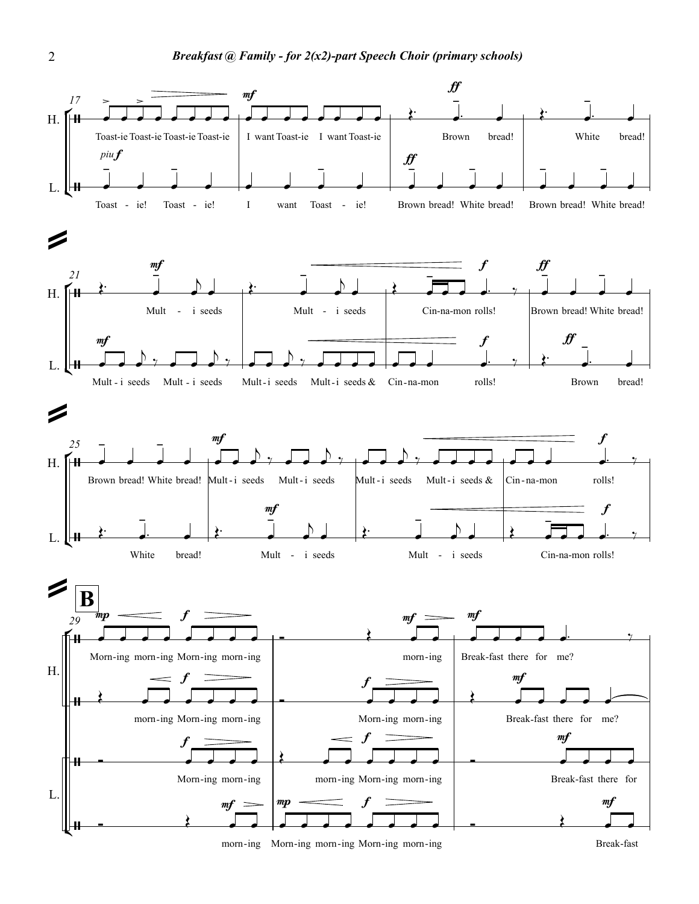**17**

H.: Toast-ie Toast-ie Toast-ie Toast-ie | I want Toast-ie I want Toast-ie | Brown bread! | White bread!

L.: *piu f* Toast - ie! Toast - ie! | I want Toast - ie! | *ff* Brown bread! White bread! | Brown bread! White bread!

**21**

H.: *mf* Mult - i seeds | Mult - i seeds | Cin-na-mon rolls! *f* | *ff* Brown bread! White bread!

L.: *mf* Mult - i seeds Mult - i seeds | Mult-i seeds Mult-i seeds & | Cin-na-mon rolls! *f* | *ff* Brown bread!

**25**

H.: Brown bread! White bread! | *mf* Mult-i seeds Mult-i seeds | Mult-i seeds Mult-i seeds & | Cin-na-mon rolls! *f*

L.: White bread! | *mf* Mult - i seeds | Mult - i seeds | Cin-na-mon rolls! *f*

**B**

**29**

H. (1): *mp* Morn-ing morn-ing *f* Morn-ing morn-ing | *mf* morn-ing | *mf* Break-fast there for me?

H. (2): morn-ing *f* Morn-ing morn-ing | *f* Morn-ing morn-ing | *mf* Break-fast there for me?

L. (1): *f* Morn-ing morn-ing | morn-ing *f* Morn-ing morn-ing | *mf* Break-fast there for

L. (2): *mf* morn-ing | *mp* Morn-ing morn-ing *f* Morn-ing morn-ing | *mf* Break-fast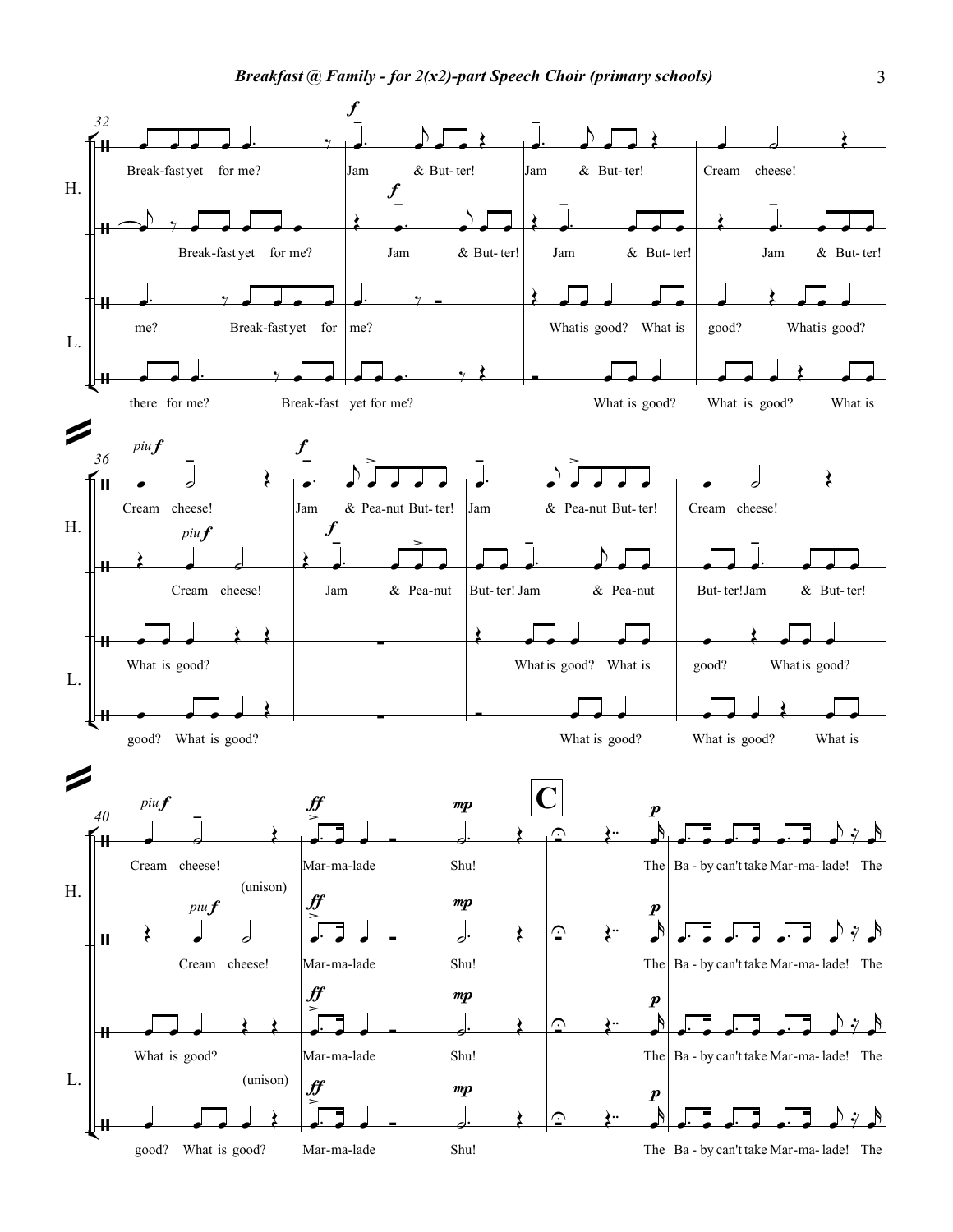**H.**

32 Break-fast yet for me? | *f* Jam & But-ter! | Jam & But-ter! | Cream cheese!

Break-fast yet for me? | *f* Jam & But-ter! | Jam & But-ter! | Jam & But-ter!

**L.**

me? Break-fast yet for | me? | What is good? What is | good? What is good?

there for me? Break-fast | yet for me? | What is good? | What is good? What is

**H.**

36 *piu f* Cream cheese! | *f* Jam & Pea-nut But-ter! | Jam & Pea-nut But-ter! | Cream cheese!

*piu f* Cream cheese! | *f* Jam & Pea-nut | But-ter! Jam & Pea-nut | But-ter! Jam & But-ter!

**L.**

What is good? | | What is good? What is | good? What is good?

good? What is good? | | What is good? | What is good? What is

**H.**

40 *piu f* Cream cheese! (unison) | *ff* Mar-ma-lade | *mp* Shu! | **C** *p* The | Ba - by can't take Mar-ma- lade! The

*piu f* Cream cheese! | *ff* Mar-ma-lade | *mp* Shu! | *p* The | Ba - by can't take Mar-ma- lade! The

**L.**

What is good? (unison) | *ff* Mar-ma-lade | *mp* Shu! | *p* The | Ba - by can't take Mar-ma- lade! The

good? What is good? | *ff* Mar-ma-lade | *mp* Shu! | *p* The | Ba - by can't take Mar-ma- lade! The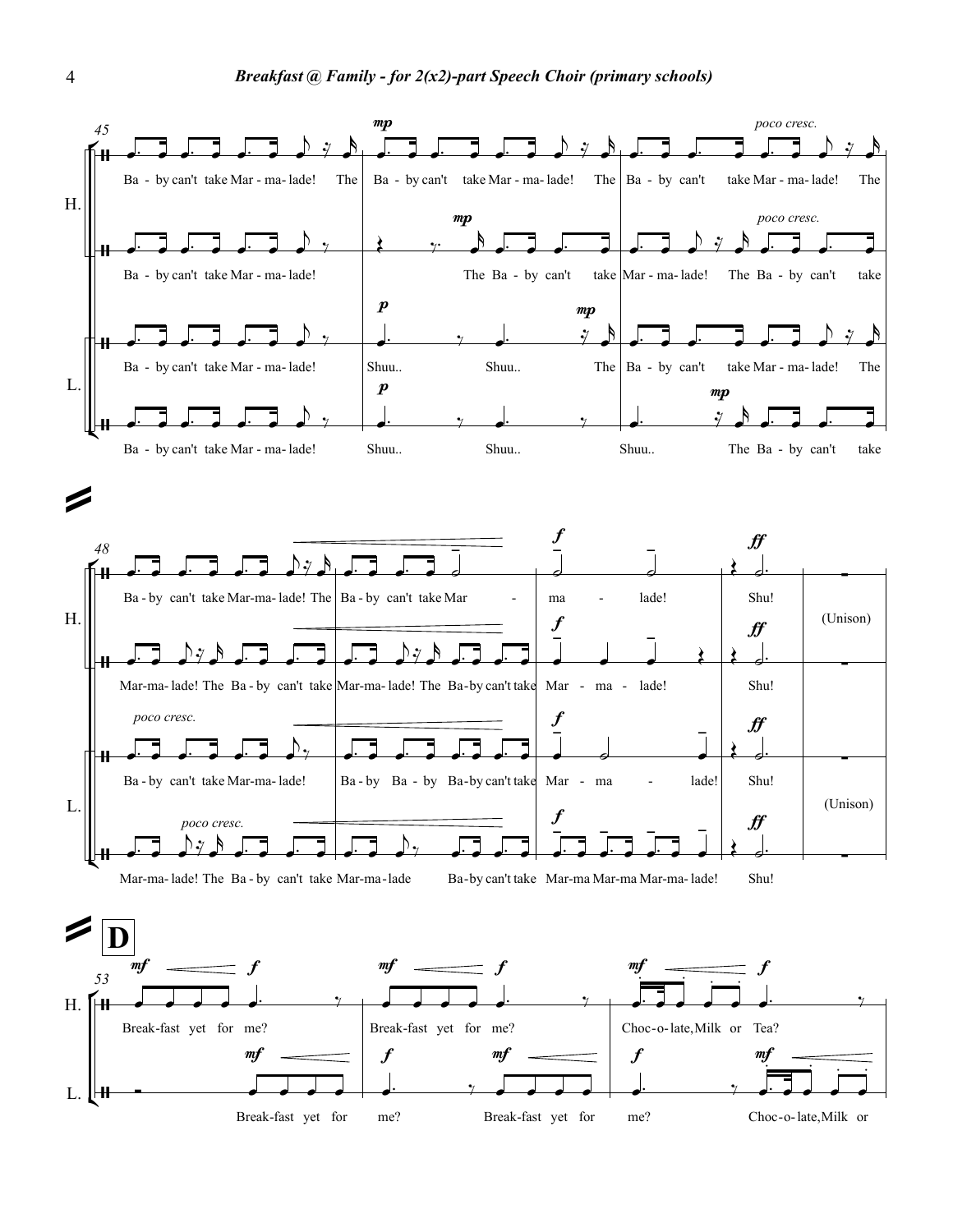**45**

**H.**

*mp* · *poco cresc.*

Ba - by can't take Mar - ma - lade! The Ba - by can't take Mar - ma - lade! The Ba - by can't take Mar - ma - lade! The

*mp* · *poco cresc.*

Ba - by can't take Mar - ma - lade! The Ba - by can't take Mar - ma - lade! The Ba - by can't take

**L.**

*p* · *mp*

Ba - by can't take Mar - ma - lade! Shuu.. Shuu.. The Ba - by can't take Mar - ma - lade! The

*p* · *mp*

Ba - by can't take Mar - ma - lade! Shuu.. Shuu.. Shuu.. The Ba - by can't take

**48**

**H.**

*f* · *ff*

Ba - by can't take Mar-ma - lade! The Ba - by can't take Mar - ma - lade! Shu! (Unison)

*f* · *ff*

Mar-ma - lade! The Ba - by can't take Mar-ma - lade! The Ba-by can't take Mar - ma - lade! Shu!

**L.**

*poco cresc.* · *f* · *ff*

Ba - by can't take Mar-ma - lade! Ba - by Ba - by Ba-by can't take Mar - ma - lade! Shu! (Unison)

*poco cresc.* · *f* · *ff*

Mar-ma - lade! The Ba - by can't take Mar-ma - lade Ba-by can't take Mar-ma Mar-ma Mar-ma - lade! Shu!

**D**

**53**

**H.**

*mf* < *f*

Break-fast yet for me? Break-fast yet for me? Choc - o - late, Milk or Tea?

**L.**

*mf* < · *f* · *mf* < · *f* · *mf* <

Break-fast yet for me? Break-fast yet for me? Choc - o - late, Milk or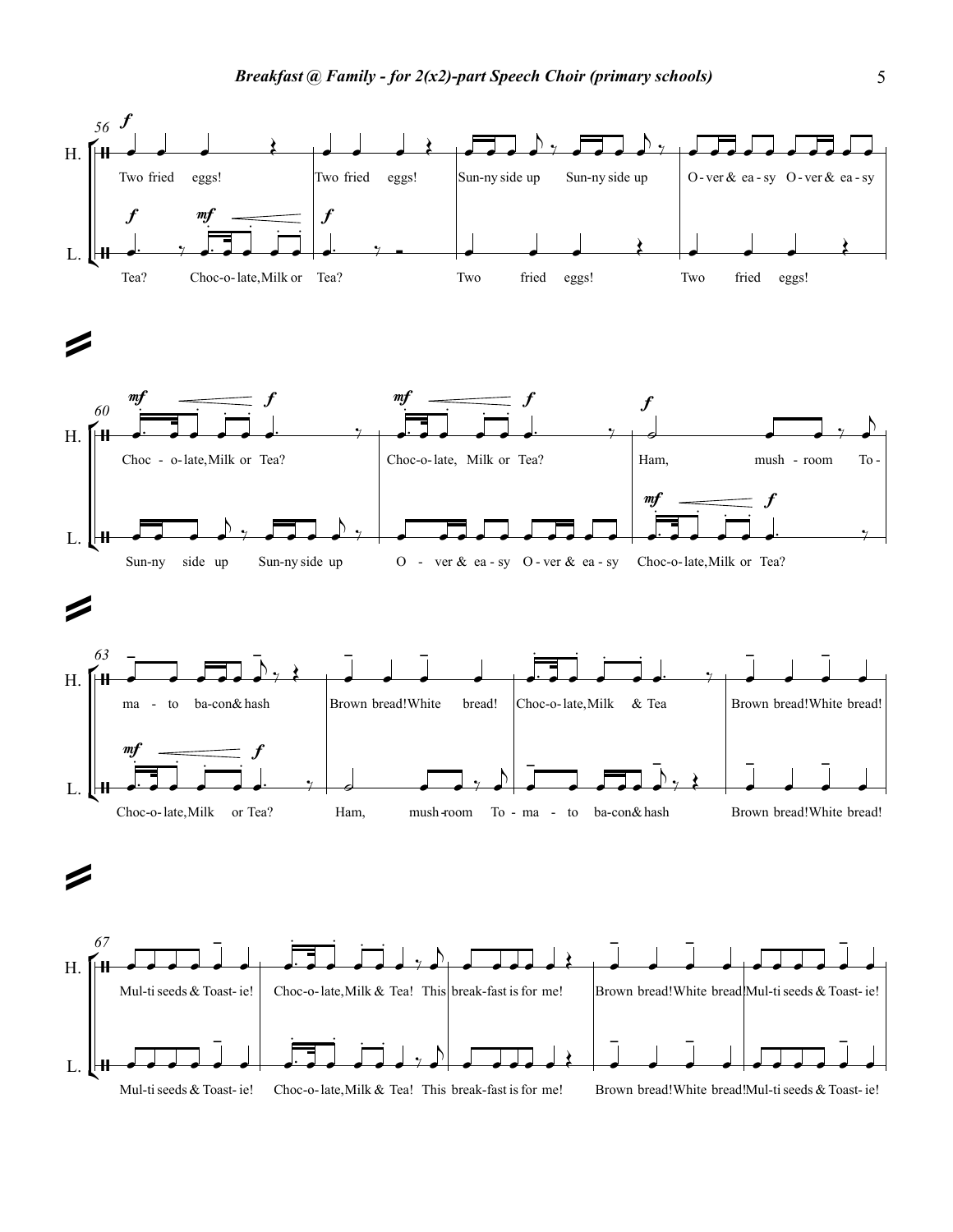## Breakfast @ Family - for 2(x2)-part Speech Choir (primary schools)

**56**

H.: Two fried eggs! | Two fried eggs! | Sun-ny side up Sun-ny side up | O - ver & ea - sy O - ver & ea - sy

L.: Tea? Choc-o-late, Milk or | Tea? | Two fried eggs! | Two fried eggs!

**60**

H.: Choc - o-late, Milk or Tea? | Choc-o-late, Milk or Tea? | Ham, mush - room To -

L.: Sun-ny side up Sun-ny side up | O - ver & ea - sy O - ver & ea - sy | Choc-o-late, Milk or Tea?

**63**

H.: ma - to ba-con & hash | Brown bread! White bread! | Choc-o-late, Milk & Tea | Brown bread! White bread!

L.: Choc-o-late, Milk or Tea? | Ham, mush-room To - ma - to ba-con & hash | Brown bread! White bread!

**67**

H.: Mul-ti seeds & Toast- ie! | Choc-o-late, Milk & Tea! This | break-fast is for me! | Brown bread! White bread! | Mul-ti seeds & Toast- ie!

L.: Mul-ti seeds & Toast- ie! | Choc-o-late, Milk & Tea! This | break-fast is for me! | Brown bread! White bread! | Mul-ti seeds & Toast- ie!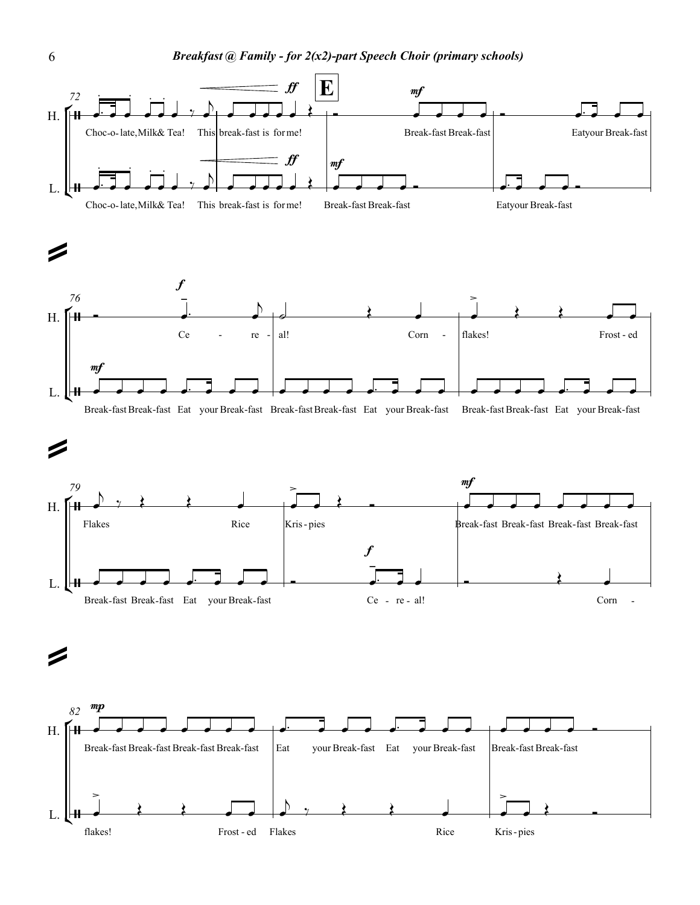H. Choc-o-late, Milk & Tea! This breakfast is for me! Breakfast Breakfast Eat your Breakfast

L. Choc-o-late, Milk & Tea! This breakfast is for me! Breakfast Breakfast Eat your Breakfast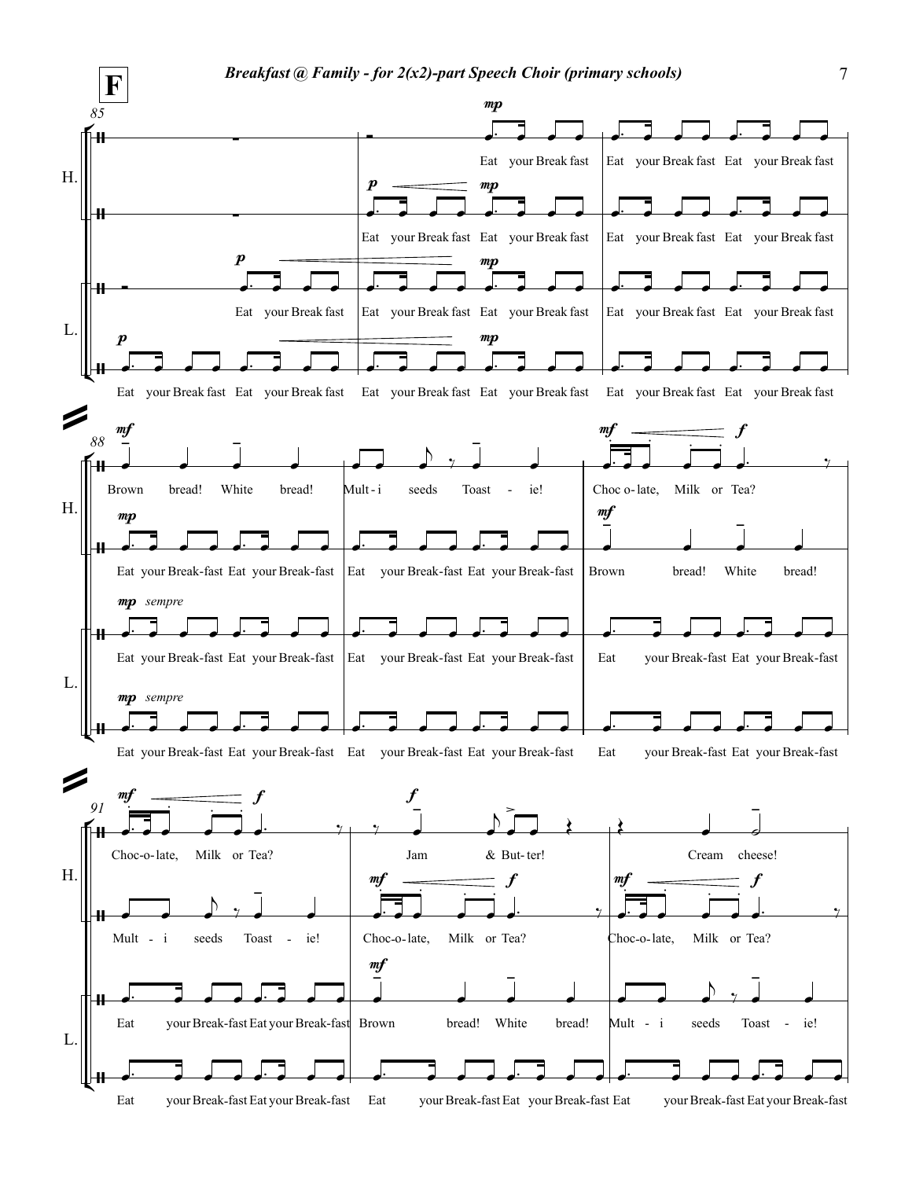**F**

85

H.

*mp*
Eat your Break fast Eat your Break fast Eat your Break fast

*p* *mp*
Eat your Break fast Eat your Break fast Eat your Break fast Eat your Break fast

L.

*p* *mp*
Eat your Break fast Eat your Break fast Eat your Break fast Eat your Break fast Eat your Break fast

*p* *mp*
Eat your Break fast Eat your Break fast Eat your Break fast Eat your Break fast Eat your Break fast Eat your Break fast

88

H.

*mf* *mf* *f*
Brown bread! White bread! Mult - i seeds Toast - ie! Choc o - late, Milk or Tea?

*mp* *mf*
Eat your Break-fast Eat your Break-fast Eat your Break-fast Eat your Break-fast Brown bread! White bread!

L.

*mp sempre*
Eat your Break-fast Eat your Break-fast Eat your Break-fast Eat your Break-fast Eat your Break-fast Eat your Break-fast

*mp sempre*
Eat your Break-fast Eat your Break-fast Eat your Break-fast Eat your Break-fast Eat your Break-fast Eat your Break-fast

91

H.

*mf* *f* *f*
Choc-o-late, Milk or Tea? Jam & But- ter! Cream cheese!

*mf* *f* *mf* *f*
Mult - i seeds Toast - ie! Choc-o-late, Milk or Tea? Choc-o-late, Milk or Tea?

L.

*mf*
Eat your Break-fast Eat your Break-fast Brown bread! White bread! Mult - i seeds Toast - ie!

Eat your Break-fast Eat your Break-fast Eat your Break-fast Eat your Break-fast Eat your Break-fast Eat your Break-fast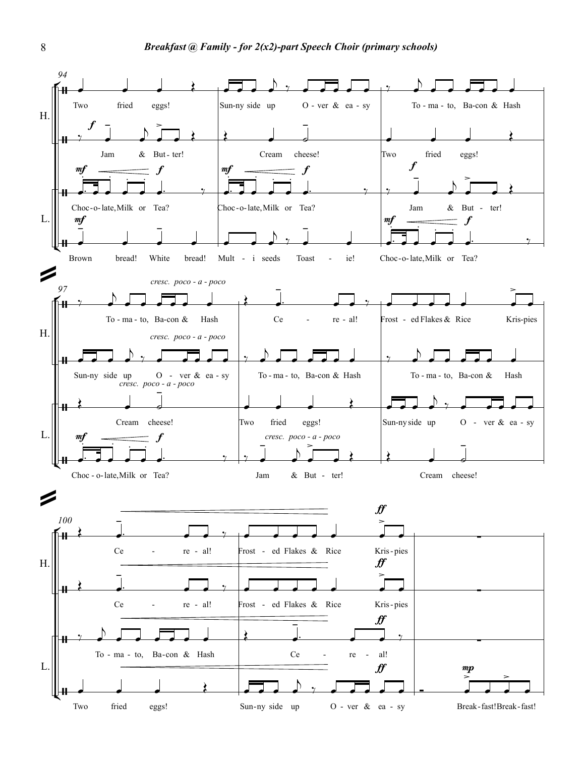**94**

H.
- Two fried eggs! | Sun-ny side up O - ver & ea - sy | To - ma - to, Ba-con & Hash
- *f* Jam & But - ter! | Cream cheese! | Two fried eggs!

L.
- *mf* *f* Choc - o - late, Milk or Tea? | *mf* *f* Choc - o - late, Milk or Tea? | *f* Jam & But - ter!
- *mf* Brown bread! White bread! | Mult - i seeds Toast - ie! | *mf* *f* Choc - o - late, Milk or Tea?

**97**

H.
- *cresc. poco - a - poco* To - ma - to, Ba-con & Hash | Ce - re - al! | Frost - ed Flakes & Rice Kris-pies
- *cresc. poco - a - poco* Sun-ny side up O - ver & ea - sy | To - ma - to, Ba-con & Hash | To - ma - to, Ba-con & Hash

L.
- *cresc. poco - a - poco* Cream cheese! | Two fried eggs! | Sun-ny side up O - ver & ea - sy
- *mf* *f* Choc - o - late, Milk or Tea? | *cresc. poco - a - poco* Jam & But - ter! | Cream cheese!

**100**

H.
- Ce - re - al! | Frost - ed Flakes & Rice *ff* Kris-pies |
- Ce - re - al! | Frost - ed Flakes & Rice *ff* Kris-pies |

L.
- To - ma - to, Ba-con & Hash | Ce - re - al! *ff* |
- Two fried eggs! | Sun-ny side up O - ver & ea - sy *ff* | *mp* Break-fast! Break-fast!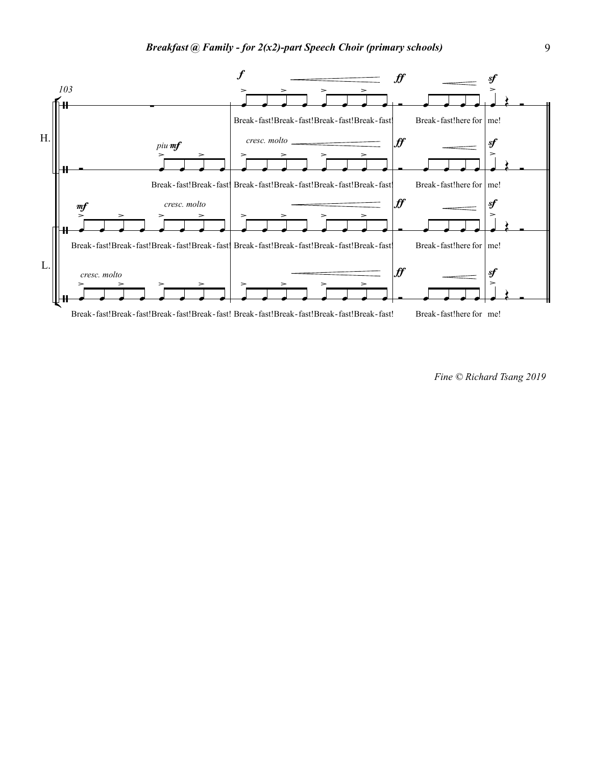Fine © Richard Tsang 2019